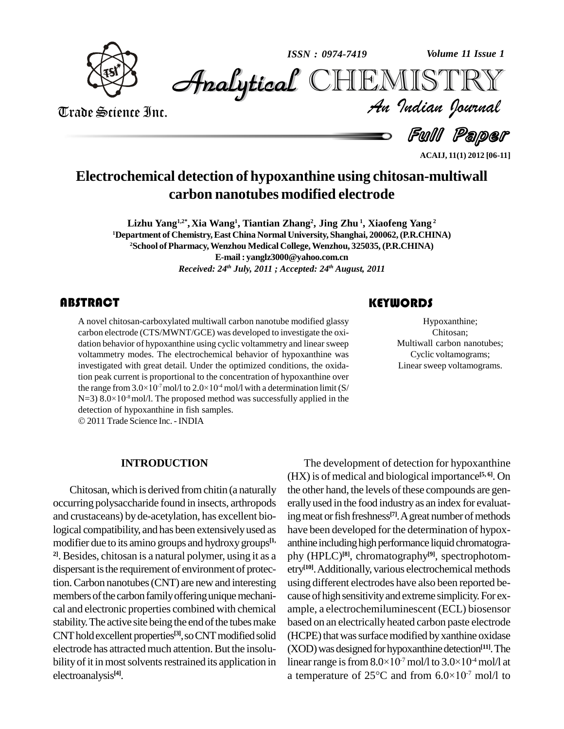# Electrochemical detection of hypoxanthine using chitosan-multiwall carbon nanotubes modified electrode

**Lizhu Yang[1,2*], Xia Wang[1], Tiantian Zhang[2], Jing Zhu[1], Xiaofeng Yang[2]**

[1]Department of Chemistry, East China Normal University, Shanghai, 200062, (P.R.CHINA)

[2]School of Pharmacy, Wenzhou Medical College, Wenzhou, 325035, (P.R.CHINA)

E-mail : yanglz3000@yahoo.com.cn

*Received: 24th July, 2011 ; Accepted: 24th August, 2011*

## ABSTRACT

A novel chitosan-carboxylated multiwall carbon nanotube modified glassy carbon electrode (CTS/MWNT/GCE) was developed to investigate the oxidation behavior of hypoxanthine using cyclic voltammetry and linear sweep voltammetry modes. The electrochemical behavior of hypoxanthine was investigated with great detail. Under the optimized conditions, the oxidation peak current is proportional to the concentration of hypoxanthine over the range from $3.0\times10^{-7}$ mol/l to $2.0\times10^{-4}$ mol/l with a determination limit (S/N=3) $8.0\times10^{-8}$ mol/l. The proposed method was successfully applied in the detection of hypoxanthine in fish samples.

© 2011 Trade Science Inc. - INDIA

## KEYWORDS

Hypoxanthine;
Chitosan;
Multiwall carbon nanotubes;
Cyclic voltamograms;
Linear sweep voltamograms.

## INTRODUCTION

Chitosan, which is derived from chitin (a naturally occurring polysaccharide found in insects, arthropods and crustaceans) by de-acetylation, has excellent biological compatibility, and has been extensively used as modifier due to its amino groups and hydroxy groups[1,2]. Besides, chitosan is a natural polymer, using it as a dispersant is the requirement of environment of protection. Carbon nanotubes (CNT) are new and interesting members of the carbon family offering unique mechanical and electronic properties combined with chemical stability. The active site being the end of the tubes make CNT hold excellent properties[3], so CNT modified solid electrode has attracted much attention. But the insolubility of it in most solvents restrained its application in electroanalysis[4].

The development of detection for hypoxanthine (HX) is of medical and biological importance[5,6]. On the other hand, the levels of these compounds are generally used in the food industry as an index for evaluating meat or fish freshness[7]. A great number of methods have been developed for the determination of hypoxanthine including high performance liquid chromatography (HPLC)[8], chromatography[9], spectrophotometry[10]. Additionally, various electrochemical methods using different electrodes have also been reported because of high sensitivity and extreme simplicity. For example, a electrochemiluminescent (ECL) biosensor based on an electrically heated carbon paste electrode (HCPE) that was surface modified by xanthine oxidase (XOD) was designed for hypoxanthine detection[11]. The linear range is from $8.0\times10^{-7}$ mol/l to $3.0\times10^{-4}$ mol/l at a temperature of 25°C and from $6.0\times10^{-7}$ mol/l to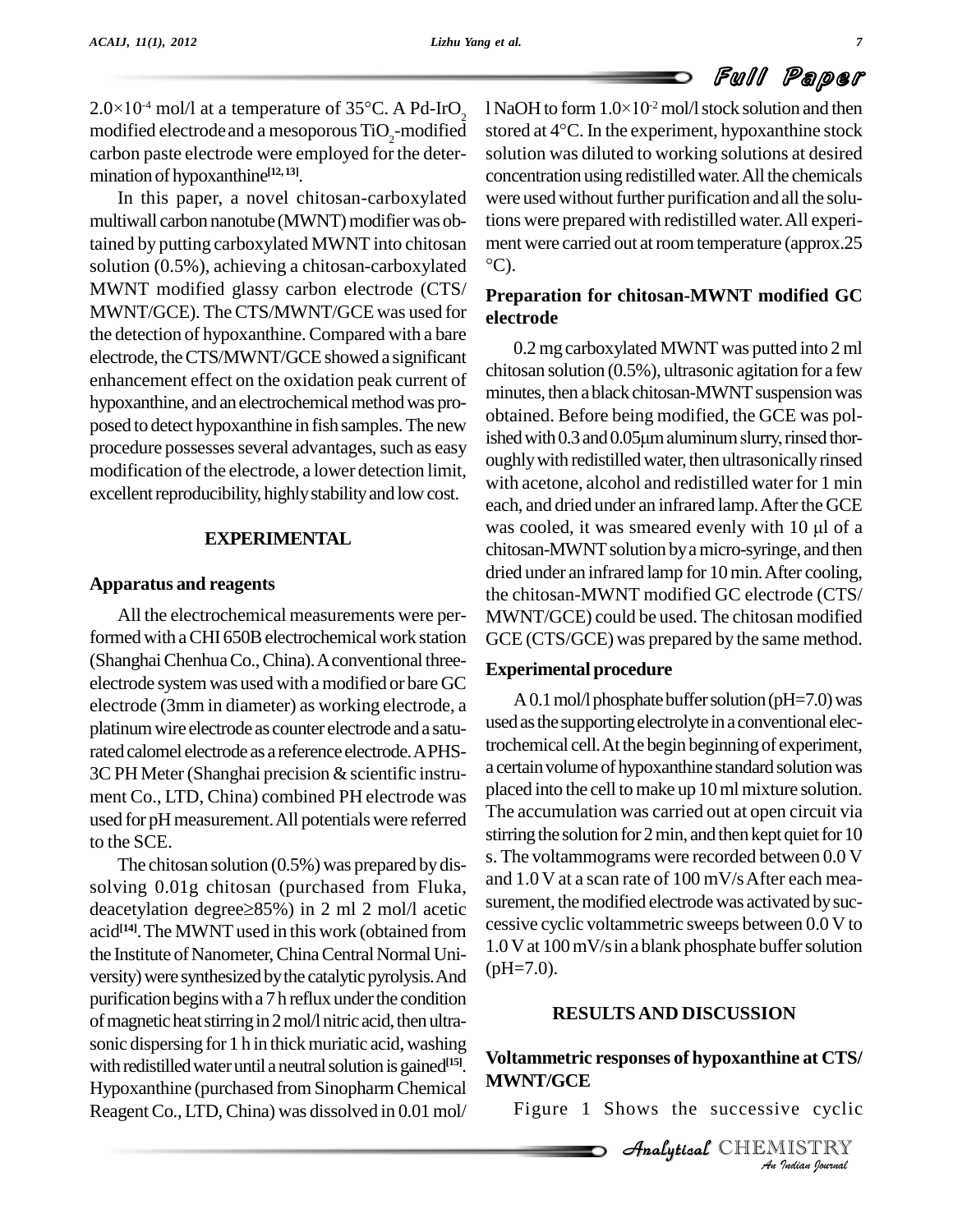$2.0\times10^{-4}$ mol/l at a temperature of 35°C. A Pd-$IrO_2$ modified electrode and a mesoporous $TiO_2$-modified carbon paste electrode were employed for the determination of hypoxanthine[12,13].

In this paper, a novel chitosan-carboxylated multiwall carbon nanotube (MWNT) modifier was obtained by putting carboxylated MWNT into chitosan solution (0.5%), achieving a chitosan-carboxylated MWNT modified glassy carbon electrode (CTS/MWNT/GCE). The CTS/MWNT/GCE was used for the detection of hypoxanthine. Compared with a bare electrode, the CTS/MWNT/GCE showed a significant enhancement effect on the oxidation peak current of hypoxanthine, and an electrochemical method was proposed to detect hypoxanthine in fish samples. The new procedure possesses several advantages, such as easy modification of the electrode, a lower detection limit, excellent reproducibility, highly stability and low cost.

## EXPERIMENTAL

### Apparatus and reagents

All the electrochemical measurements were performed with a CHI 650B electrochemical work station (Shanghai Chenhua Co., China). A conventional three-electrode system was used with a modified or bare GC electrode (3mm in diameter) as working electrode, a platinum wire electrode as counter electrode and a saturated calomel electrode as a reference electrode. A PHS-3C PH Meter (Shanghai precision & scientific instrument Co., LTD, China) combined PH electrode was used for pH measurement. All potentials were referred to the SCE.

The chitosan solution (0.5%) was prepared by dissolving 0.01g chitosan (purchased from Fluka, deacetylation degree≥85%) in 2 ml 2 mol/l acetic acid[14]. The MWNT used in this work (obtained from the Institute of Nanometer, China Central Normal University) were synthesized by the catalytic pyrolysis. And purification begins with a 7 h reflux under the condition of magnetic heat stirring in 2 mol/l nitric acid, then ultrasonic dispersing for 1 h in thick muriatic acid, washing with redistilled water until a neutral solution is gained[15]. Hypoxanthine (purchased from Sinopharm Chemical Reagent Co., LTD, China) was dissolved in 0.01 mol/l NaOH to form $1.0\times10^{-2}$ mol/l stock solution and then stored at 4°C. In the experiment, hypoxanthine stock solution was diluted to working solutions at desired concentration using redistilled water. All the chemicals were used without further purification and all the solutions were prepared with redistilled water. All experiment were carried out at room temperature (approx.25 °C).

### Preparation for chitosan-MWNT modified GC electrode

0.2 mg carboxylated MWNT was putted into 2 ml chitosan solution (0.5%), ultrasonic agitation for a few minutes, then a black chitosan-MWNT suspension was obtained. Before being modified, the GCE was polished with 0.3 and 0.05μm aluminum slurry, rinsed thoroughly with redistilled water, then ultrasonically rinsed with acetone, alcohol and redistilled water for 1 min each, and dried under an infrared lamp. After the GCE was cooled, it was smeared evenly with 10 μl of a chitosan-MWNT solution by a micro-syringe, and then dried under an infrared lamp for 10 min. After cooling, the chitosan-MWNT modified GC electrode (CTS/MWNT/GCE) could be used. The chitosan modified GCE (CTS/GCE) was prepared by the same method.

### Experimental procedure

A 0.1 mol/l phosphate buffer solution (pH=7.0) was used as the supporting electrolyte in a conventional electrochemical cell. At the begin beginning of experiment, a certain volume of hypoxanthine standard solution was placed into the cell to make up 10 ml mixture solution. The accumulation was carried out at open circuit via stirring the solution for 2 min, and then kept quiet for 10 s. The voltammograms were recorded between 0.0 V and 1.0 V at a scan rate of 100 mV/s After each measurement, the modified electrode was activated by successive cyclic voltammetric sweeps between 0.0 V to 1.0 V at 100 mV/s in a blank phosphate buffer solution (pH=7.0).

## RESULTS AND DISCUSSION

### Voltammetric responses of hypoxanthine at CTS/MWNT/GCE

Figure 1 Shows the successive cyclic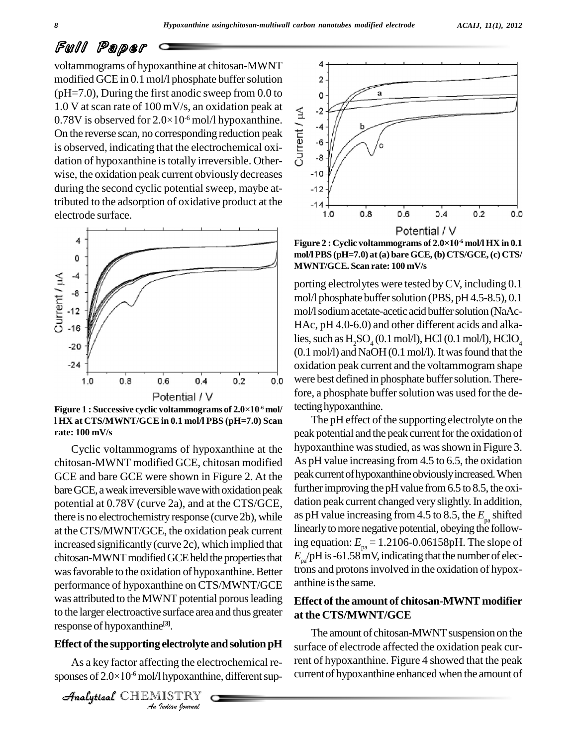## Full Paper

voltammograms of hypoxanthine at chitosan-MWNT modified GCE in 0.1 mol/l phosphate buffer solution (pH=7.0), During the first anodic sweep from 0.0 to 1.0 V at scan rate of 100 mV/s, an oxidation peak at 0.78V is observed for $2.0\times10^{-6}$ mol/l hypoxanthine. On the reverse scan, no corresponding reduction peak is observed, indicating that the electrochemical oxidation of hypoxanthine is totally irreversible. Otherwise, the oxidation peak current obviously decreases during the second cyclic potential sweep, maybe attributed to the adsorption of oxidative product at the electrode surface.

**Figure 1 : Successive cyclic voltammograms of $2.0\times10^{-6}$ mol/l HX at CTS/MWNT/GCE in 0.1 mol/l PBS (pH=7.0) Scan rate: 100 mV/s**

Cyclic voltammograms of hypoxanthine at the chitosan-MWNT modified GCE, chitosan modified GCE and bare GCE were shown in Figure 2. At the bare GCE, a weak irreversible wave with oxidation peak potential at 0.78V (curve 2a), and at the CTS/GCE, there is no electrochemistry response (curve 2b), while at the CTS/MWNT/GCE, the oxidation peak current increased significantly (curve 2c), which implied that chitosan-MWNT modified GCE held the properties that was favorable to the oxidation of hypoxanthine. Better performance of hypoxanthine on CTS/MWNT/GCE was attributed to the MWNT potential porous leading to the larger electroactive surface area and thus greater response of hypoxanthine[3].

### Effect of the supporting electrolyte and solution pH

As a key factor affecting the electrochemical responses of $2.0\times10^{-6}$ mol/l hypoxanthine, different supporting electrolytes were tested by CV, including 0.1 mol/l phosphate buffer solution (PBS, pH 4.5-8.5), 0.1 mol/l sodium acetate-acetic acid buffer solution (NaAc-HAc, pH 4.0-6.0) and other different acids and alkalies, such as $H_2SO_4$ (0.1 mol/l), HCl (0.1 mol/l), $HClO_4$ (0.1 mol/l) and NaOH (0.1 mol/l). It was found that the oxidation peak current and the voltammogram shape were best defined in phosphate buffer solution. Therefore, a phosphate buffer solution was used for the detecting hypoxanthine.

**Figure 2 : Cyclic voltammograms of $2.0\times10^{-6}$ mol/l HX in 0.1 mol/l PBS (pH=7.0) at (a) bare GCE, (b) CTS/GCE, (c) CTS/MWNT/GCE. Scan rate: 100 mV/s**

The pH effect of the supporting electrolyte on the peak potential and the peak current for the oxidation of hypoxanthine was studied, as was shown in Figure 3. As pH value increasing from 4.5 to 6.5, the oxidation peak current of hypoxanthine obviously increased. When further improving the pH value from 6.5 to 8.5, the oxidation peak current changed very slightly. In addition, as pH value increasing from 4.5 to 8.5, the $E_{pa}$ shifted linearly to more negative potential, obeying the following equation: $E_{pa} = 1.2106-0.06158\text{pH}$. The slope of $E_{pa}$/pH is -61.58 mV, indicating that the number of electrons and protons involved in the oxidation of hypoxanthine is the same.

### Effect of the amount of chitosan-MWNT modifier at the CTS/MWNT/GCE

The amount of chitosan-MWNT suspension on the surface of electrode affected the oxidation peak current of hypoxanthine. Figure 4 showed that the peak current of hypoxanthine enhanced when the amount of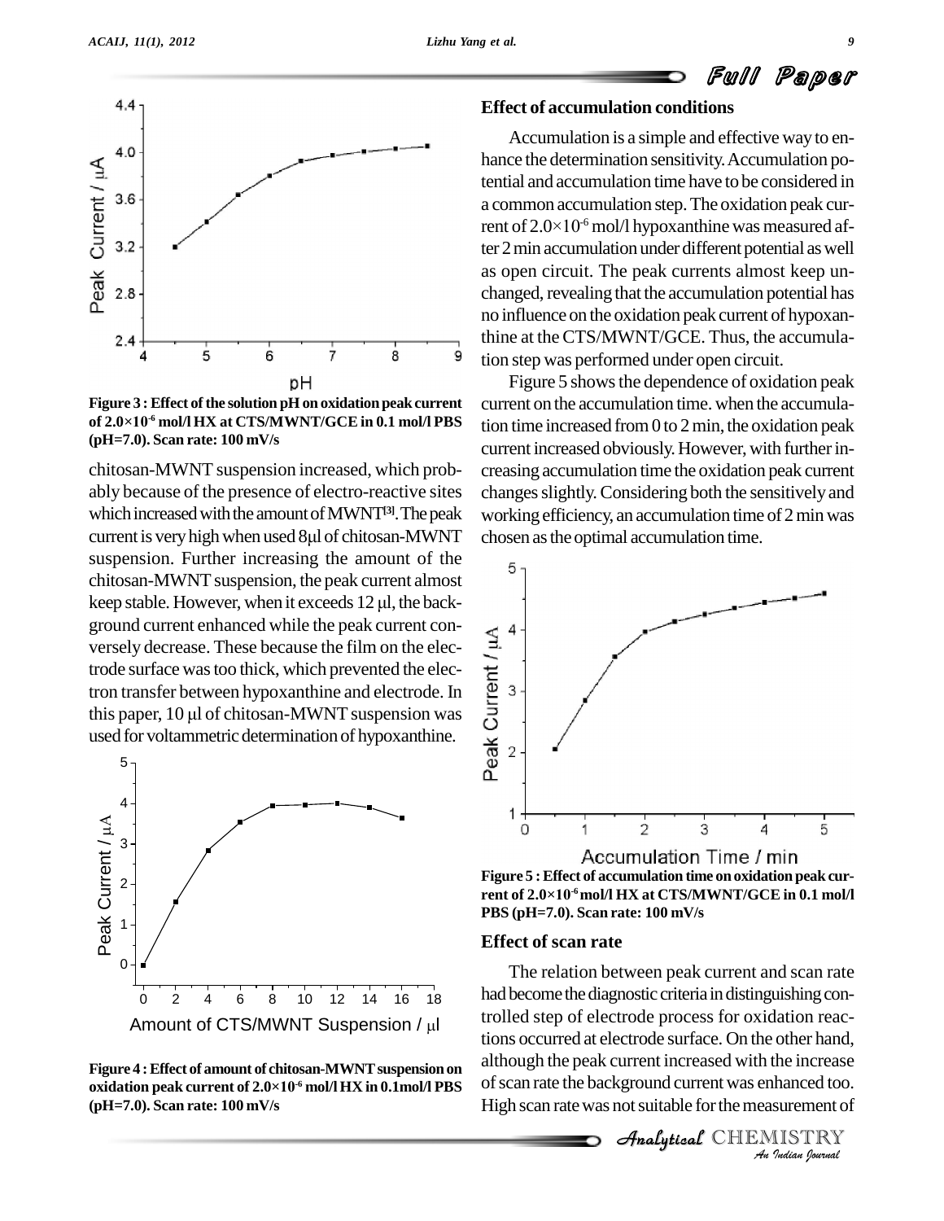Figure 3 : Effect of the solution pH on oxidation peak current of $2.0\times10^{-6}$ mol/l HX at CTS/MWNT/GCE in 0.1 mol/l PBS (pH=7.0). Scan rate: 100 mV/s

chitosan-MWNT suspension increased, which probably because of the presence of electro-reactive sites which increased with the amount of MWNT[3]. The peak current is very high when used 8μl of chitosan-MWNT suspension. Further increasing the amount of the chitosan-MWNT suspension, the peak current almost keep stable. However, when it exceeds 12 μl, the background current enhanced while the peak current conversely decrease. These because the film on the electrode surface was too thick, which prevented the electron transfer between hypoxanthine and electrode. In this paper, 10 μl of chitosan-MWNT suspension was used for voltammetric determination of hypoxanthine.

Figure 4 : Effect of amount of chitosan-MWNT suspension on oxidation peak current of $2.0\times10^{-6}$ mol/l HX in 0.1mol/l PBS (pH=7.0). Scan rate: 100 mV/s

### Effect of accumulation conditions

Accumulation is a simple and effective way to enhance the determination sensitivity. Accumulation potential and accumulation time have to be considered in a common accumulation step. The oxidation peak current of $2.0\times10^{-6}$ mol/l hypoxanthine was measured after 2 min accumulation under different potential as well as open circuit. The peak currents almost keep unchanged, revealing that the accumulation potential has no influence on the oxidation peak current of hypoxanthine at the CTS/MWNT/GCE. Thus, the accumulation step was performed under open circuit.

Figure 5 shows the dependence of oxidation peak current on the accumulation time. when the accumulation time increased from 0 to 2 min, the oxidation peak current increased obviously. However, with further increasing accumulation time the oxidation peak current changes slightly. Considering both the sensitively and working efficiency, an accumulation time of 2 min was chosen as the optimal accumulation time.

Figure 5 : Effect of accumulation time on oxidation peak current of $2.0\times10^{-6}$ mol/l HX at CTS/MWNT/GCE in 0.1 mol/l PBS (pH=7.0). Scan rate: 100 mV/s

### Effect of scan rate

The relation between peak current and scan rate had become the diagnostic criteria in distinguishing controlled step of electrode process for oxidation reactions occurred at electrode surface. On the other hand, although the peak current increased with the increase of scan rate the background current was enhanced too. High scan rate was not suitable for the measurement of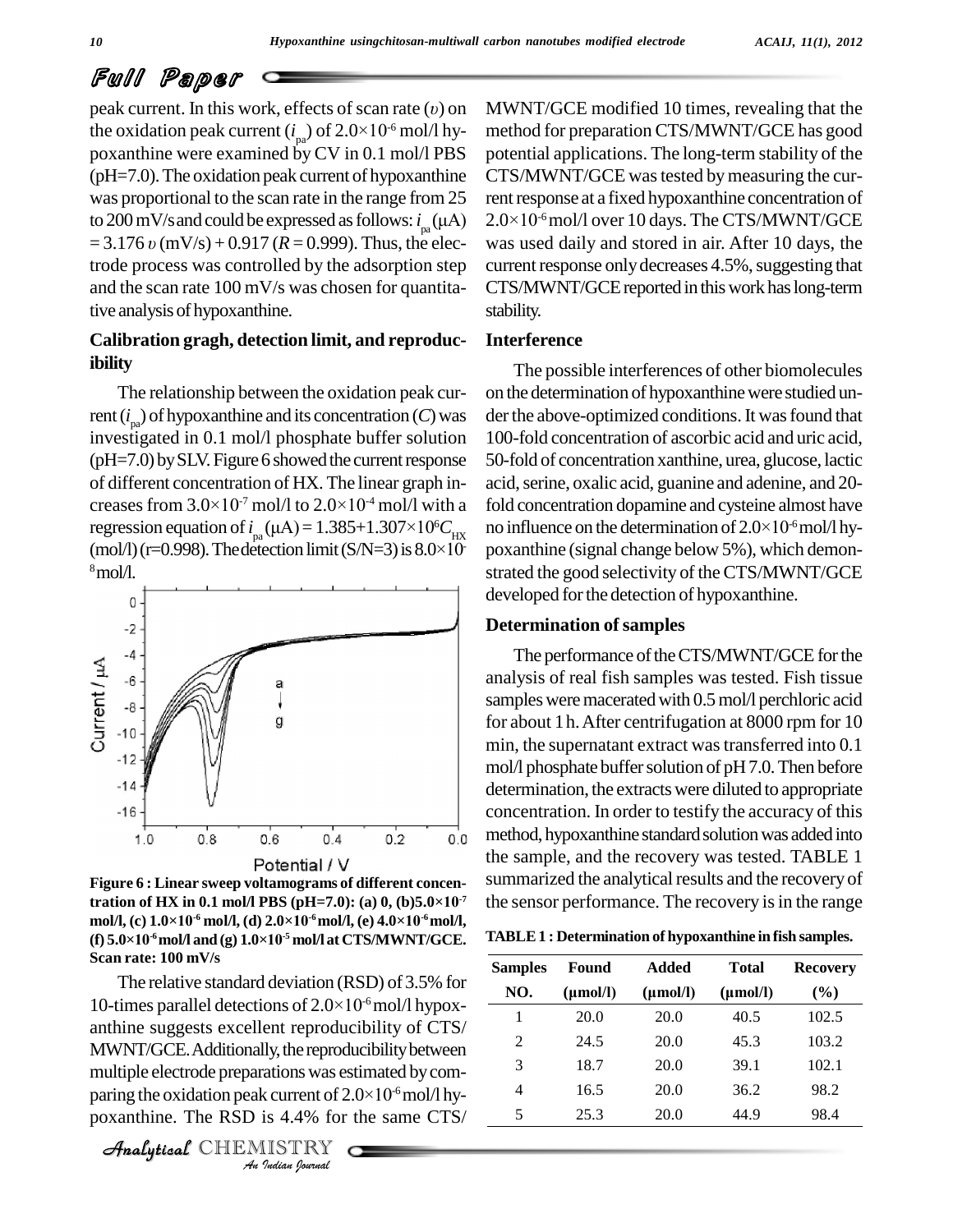peak current. In this work, effects of scan rate ($\upsilon$) on the oxidation peak current ($i_{pa}$) of $2.0\times10^{-6}$ mol/l hypoxanthine were examined by CV in 0.1 mol/l PBS (pH=7.0). The oxidation peak current of hypoxanthine was proportional to the scan rate in the range from 25 to 200 mV/s and could be expressed as follows: $i_{pa}$ (μA) = 3.176 $\upsilon$ (mV/s) + 0.917 ($R$ = 0.999). Thus, the electrode process was controlled by the adsorption step and the scan rate 100 mV/s was chosen for quantitative analysis of hypoxanthine.

### Calibration gragh, detection limit, and reproducibility

The relationship between the oxidation peak current ($i_{pa}$) of hypoxanthine and its concentration ($C$) was investigated in 0.1 mol/l phosphate buffer solution (pH=7.0) by SLV. Figure 6 showed the current response of different concentration of HX. The linear graph increases from $3.0\times10^{-7}$ mol/l to $2.0\times10^{-4}$ mol/l with a regression equation of $i_{pa}$ (μA) = 1.385+1.307×10$^{6}$$C_{HX}$ (mol/l) (r=0.998). The detection limit (S/N=3) is $8.0\times10^{-8}$ mol/l.

**Figure 6 : Linear sweep voltamograms of different concentration of HX in 0.1 mol/l PBS (pH=7.0): (a) 0, (b) $5.0\times10^{-7}$ mol/l, (c) $1.0\times10^{-6}$ mol/l, (d) $2.0\times10^{-6}$ mol/l, (e) $4.0\times10^{-6}$ mol/l, (f) $5.0\times10^{-6}$ mol/l and (g) $1.0\times10^{-5}$ mol/l at CTS/MWNT/GCE. Scan rate: 100 mV/s**

The relative standard deviation (RSD) of 3.5% for 10-times parallel detections of $2.0\times10^{-6}$ mol/l hypoxanthine suggests excellent reproducibility of CTS/MWNT/GCE. Additionally, the reproducibility between multiple electrode preparations was estimated by comparing the oxidation peak current of $2.0\times10^{-6}$ mol/l hypoxanthine. The RSD is 4.4% for the same CTS/MWNT/GCE modified 10 times, revealing that the method for preparation CTS/MWNT/GCE has good potential applications. The long-term stability of the CTS/MWNT/GCE was tested by measuring the current response at a fixed hypoxanthine concentration of $2.0\times10^{-6}$ mol/l over 10 days. The CTS/MWNT/GCE was used daily and stored in air. After 10 days, the current response only decreases 4.5%, suggesting that CTS/MWNT/GCE reported in this work has long-term stability.

### Interference

The possible interferences of other biomolecules on the determination of hypoxanthine were studied under the above-optimized conditions. It was found that 100-fold concentration of ascorbic acid and uric acid, 50-fold of concentration xanthine, urea, glucose, lactic acid, serine, oxalic acid, guanine and adenine, and 20-fold concentration dopamine and cysteine almost have no influence on the determination of $2.0\times10^{-6}$ mol/l hypoxanthine (signal change below 5%), which demonstrated the good selectivity of the CTS/MWNT/GCE developed for the detection of hypoxanthine.

### Determination of samples

The performance of the CTS/MWNT/GCE for the analysis of real fish samples was tested. Fish tissue samples were macerated with 0.5 mol/l perchloric acid for about 1 h. After centrifugation at 8000 rpm for 10 min, the supernatant extract was transferred into 0.1 mol/l phosphate buffer solution of pH 7.0. Then before determination, the extracts were diluted to appropriate concentration. In order to testify the accuracy of this method, hypoxanthine standard solution was added into the sample, and the recovery was tested. TABLE 1 summarized the analytical results and the recovery of the sensor performance. The recovery is in the range

**TABLE 1 : Determination of hypoxanthine in fish samples.**

| Samples NO. | Found (μmol/l) | Added (μmol/l) | Total (μmol/l) | Recovery (%) |
|---|---|---|---|---|
| 1 | 20.0 | 20.0 | 40.5 | 102.5 |
| 2 | 24.5 | 20.0 | 45.3 | 103.2 |
| 3 | 18.7 | 20.0 | 39.1 | 102.1 |
| 4 | 16.5 | 20.0 | 36.2 | 98.2 |
| 5 | 25.3 | 20.0 | 44.9 | 98.4 |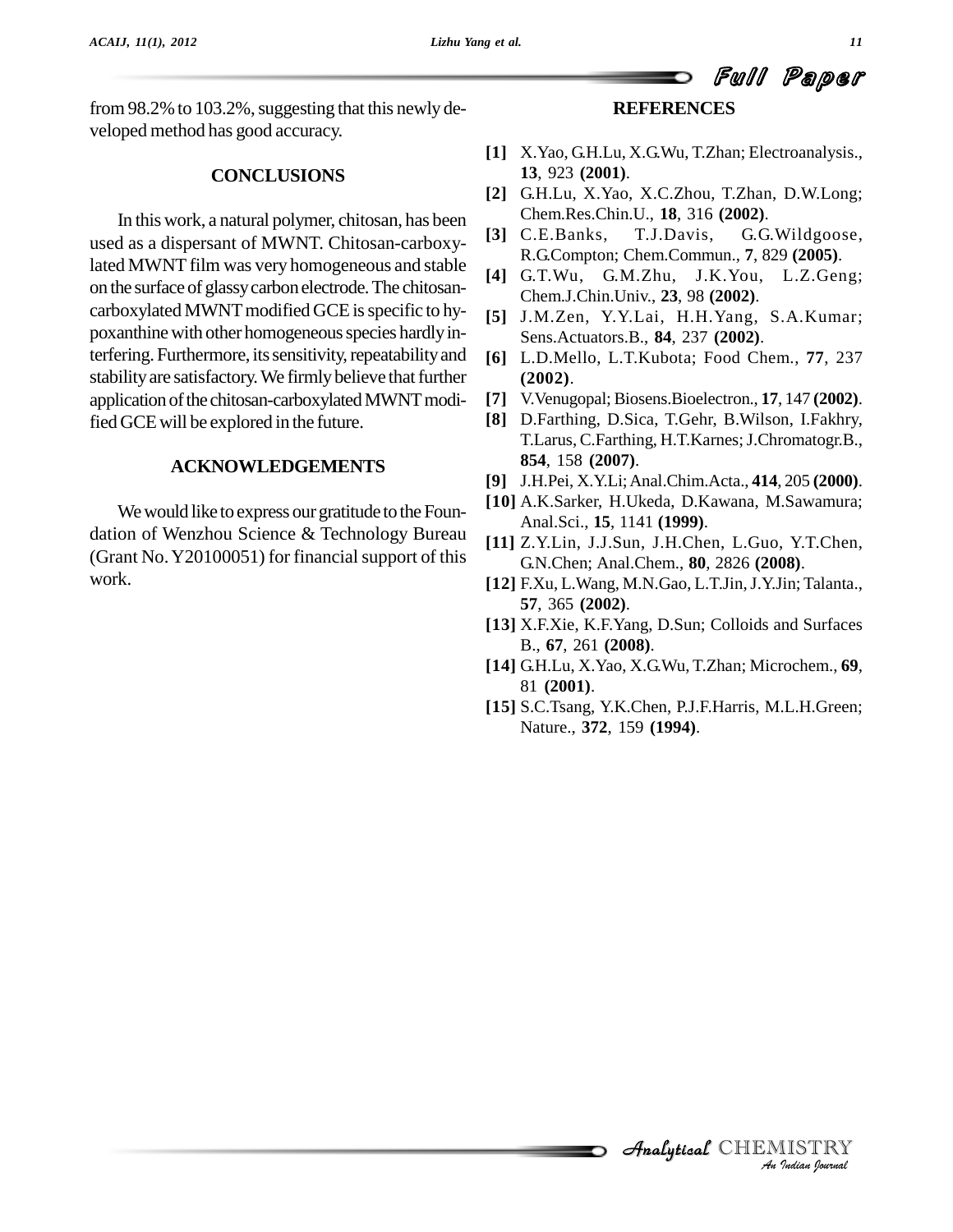from 98.2% to 103.2%, suggesting that this newly developed method has good accuracy.

## CONCLUSIONS

In this work, a natural polymer, chitosan, has been used as a dispersant of MWNT. Chitosan-carboxylated MWNT film was very homogeneous and stable on the surface of glassy carbon electrode. The chitosan-carboxylated MWNT modified GCE is specific to hypoxanthine with other homogeneous species hardly interfering. Furthermore, its sensitivity, repeatability and stability are satisfactory. We firmly believe that further application of the chitosan-carboxylated MWNT modified GCE will be explored in the future.

## ACKNOWLEDGEMENTS

We would like to express our gratitude to the Foundation of Wenzhou Science & Technology Bureau (Grant No. Y20100051) for financial support of this work.

## REFERENCES

**[1]** X.Yao, G.H.Lu, X.G.Wu, T.Zhan; Electroanalysis., **13**, 923 **(2001)**.

**[2]** G.H.Lu, X.Yao, X.C.Zhou, T.Zhan, D.W.Long; Chem.Res.Chin.U., **18**, 316 **(2002)**.

**[3]** C.E.Banks, T.J.Davis, G.G.Wildgoose, R.G.Compton; Chem.Commun., **7**, 829 **(2005)**.

**[4]** G.T.Wu, G.M.Zhu, J.K.You, L.Z.Geng; Chem.J.Chin.Univ., **23**, 98 **(2002)**.

**[5]** J.M.Zen, Y.Y.Lai, H.H.Yang, S.A.Kumar; Sens.Actuators.B., **84**, 237 **(2002)**.

**[6]** L.D.Mello, L.T.Kubota; Food Chem., **77**, 237 **(2002)**.

**[7]** V.Venugopal; Biosens.Bioelectron., **17**, 147 **(2002)**.

**[8]** D.Farthing, D.Sica, T.Gehr, B.Wilson, I.Fakhry, T.Larus, C.Farthing, H.T.Karnes; J.Chromatogr.B., **854**, 158 **(2007)**.

**[9]** J.H.Pei, X.Y.Li; Anal.Chim.Acta., **414**, 205 **(2000)**.

**[10]** A.K.Sarker, H.Ukeda, D.Kawana, M.Sawamura; Anal.Sci., **15**, 1141 **(1999)**.

**[11]** Z.Y.Lin, J.J.Sun, J.H.Chen, L.Guo, Y.T.Chen, G.N.Chen; Anal.Chem., **80**, 2826 **(2008)**.

**[12]** F.Xu, L.Wang, M.N.Gao, L.T.Jin, J.Y.Jin; Talanta., **57**, 365 **(2002)**.

**[13]** X.F.Xie, K.F.Yang, D.Sun; Colloids and Surfaces B., **67**, 261 **(2008)**.

**[14]** G.H.Lu, X.Yao, X.G.Wu, T.Zhan; Microchem., **69**, 81 **(2001)**.

**[15]** S.C.Tsang, Y.K.Chen, P.J.F.Harris, M.L.H.Green; Nature., **372**, 159 **(1994)**.